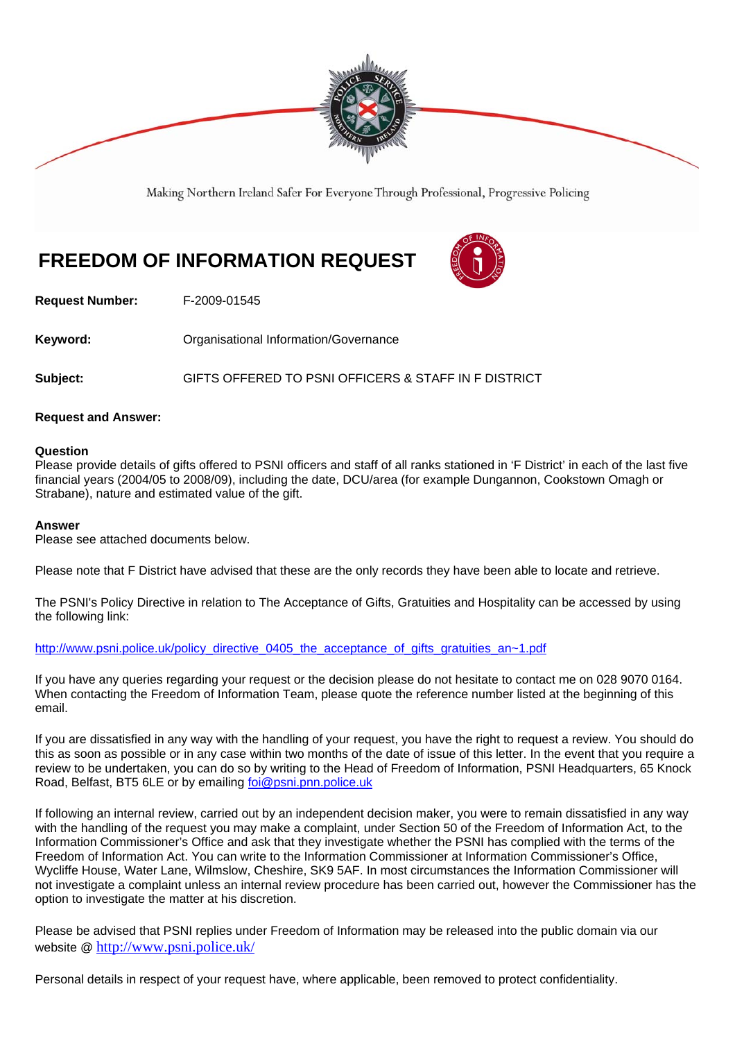Making Northern Ireland Safer For Everyone Through Professional, Progressive Policing

# FREEDOM OF INFORMATION REQUEST

**Request Number:** F-2009-01545

**Keyword:** Organisational Information/Governance

**Subject:** GIFTS OFFERED TO PSNI OFFICERS & STAFF IN F DISTRICT

**Request and Answer:**

**Question**
Please provide details of gifts offered to PSNI officers and staff of all ranks stationed in 'F District' in each of the last five financial years (2004/05 to 2008/09), including the date, DCU/area (for example Dungannon, Cookstown Omagh or Strabane), nature and estimated value of the gift.

**Answer**
Please see attached documents below.

Please note that F District have advised that these are the only records they have been able to locate and retrieve.

The PSNI's Policy Directive in relation to The Acceptance of Gifts, Gratuities and Hospitality can be accessed by using the following link:

http://www.psni.police.uk/policy_directive_0405_the_acceptance_of_gifts_gratuities_an~1.pdf

If you have any queries regarding your request or the decision please do not hesitate to contact me on 028 9070 0164. When contacting the Freedom of Information Team, please quote the reference number listed at the beginning of this email.

If you are dissatisfied in any way with the handling of your request, you have the right to request a review. You should do this as soon as possible or in any case within two months of the date of issue of this letter. In the event that you require a review to be undertaken, you can do so by writing to the Head of Freedom of Information, PSNI Headquarters, 65 Knock Road, Belfast, BT5 6LE or by emailing foi@psni.pnn.police.uk

If following an internal review, carried out by an independent decision maker, you were to remain dissatisfied in any way with the handling of the request you may make a complaint, under Section 50 of the Freedom of Information Act, to the Information Commissioner's Office and ask that they investigate whether the PSNI has complied with the terms of the Freedom of Information Act. You can write to the Information Commissioner at Information Commissioner's Office, Wycliffe House, Water Lane, Wilmslow, Cheshire, SK9 5AF. In most circumstances the Information Commissioner will not investigate a complaint unless an internal review procedure has been carried out, however the Commissioner has the option to investigate the matter at his discretion.

Please be advised that PSNI replies under Freedom of Information may be released into the public domain via our website @ http://www.psni.police.uk/

Personal details in respect of your request have, where applicable, been removed to protect confidentiality.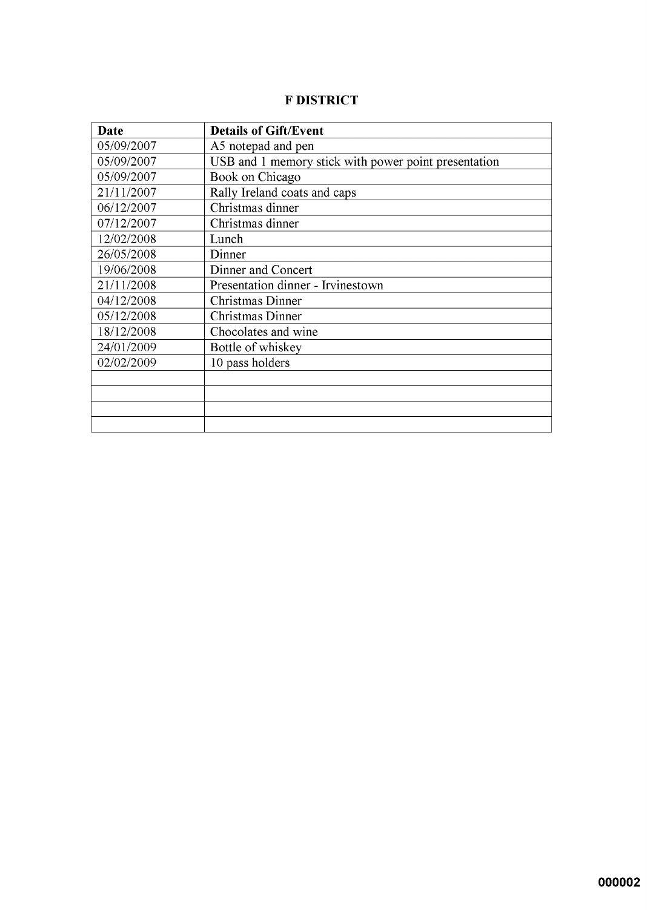**F DISTRICT**

| Date | Details of Gift/Event |
| --- | --- |
| 05/09/2007 | A5 notepad and pen |
| 05/09/2007 | USB and 1 memory stick with power point presentation |
| 05/09/2007 | Book on Chicago |
| 21/11/2007 | Rally Ireland coats and caps |
| 06/12/2007 | Christmas dinner |
| 07/12/2007 | Christmas dinner |
| 12/02/2008 | Lunch |
| 26/05/2008 | Dinner |
| 19/06/2008 | Dinner and Concert |
| 21/11/2008 | Presentation dinner - Irvinestown |
| 04/12/2008 | Christmas Dinner |
| 05/12/2008 | Christmas Dinner |
| 18/12/2008 | Chocolates and wine |
| 24/01/2009 | Bottle of whiskey |
| 02/02/2009 | 10 pass holders |
| | |
| | |
| | |
| | |

000002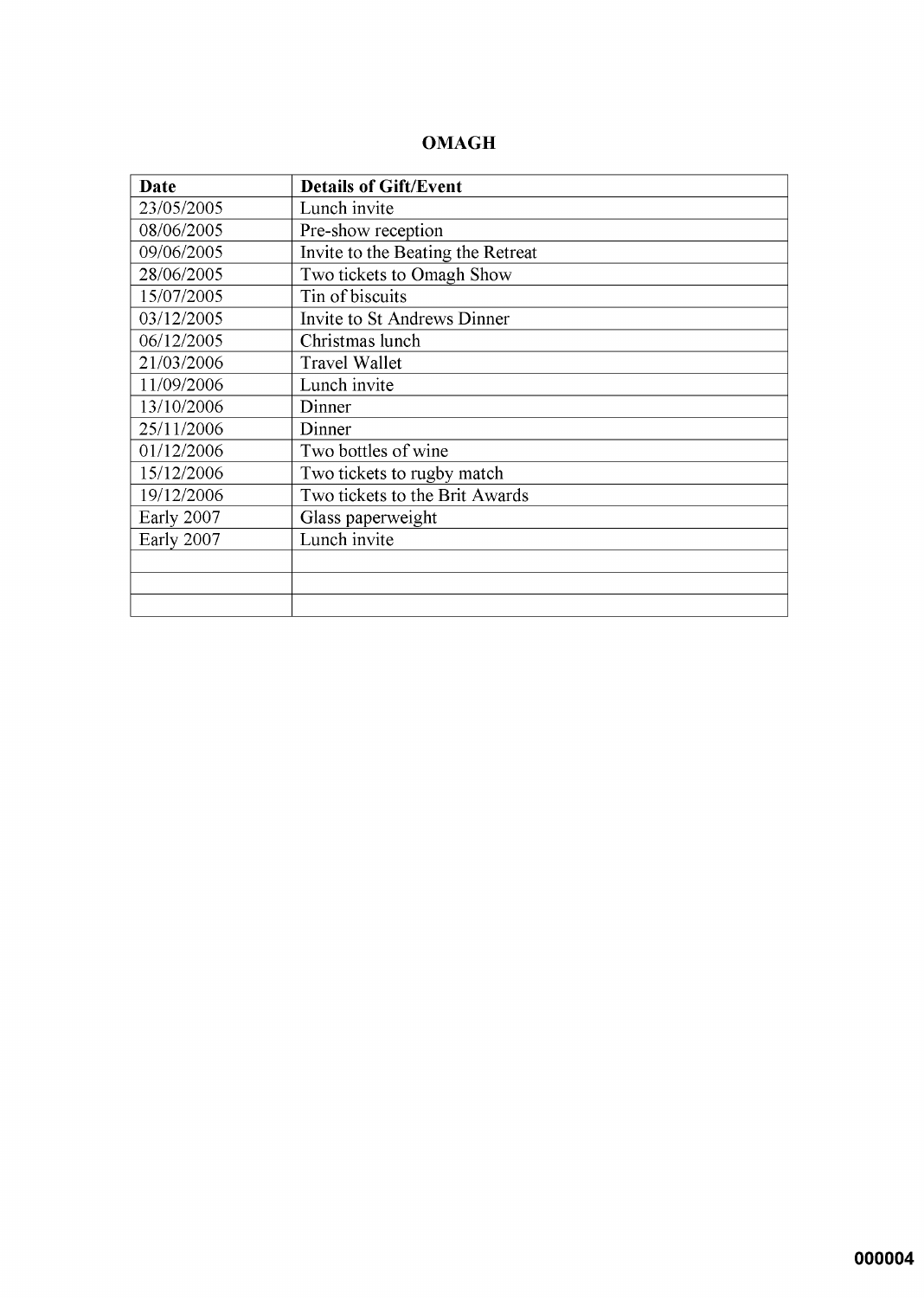# OMAGH

| Date | Details of Gift/Event |
|---|---|
| 23/05/2005 | Lunch invite |
| 08/06/2005 | Pre-show reception |
| 09/06/2005 | Invite to the Beating the Retreat |
| 28/06/2005 | Two tickets to Omagh Show |
| 15/07/2005 | Tin of biscuits |
| 03/12/2005 | Invite to St Andrews Dinner |
| 06/12/2005 | Christmas lunch |
| 21/03/2006 | Travel Wallet |
| 11/09/2006 | Lunch invite |
| 13/10/2006 | Dinner |
| 25/11/2006 | Dinner |
| 01/12/2006 | Two bottles of wine |
| 15/12/2006 | Two tickets to rugby match |
| 19/12/2006 | Two tickets to the Brit Awards |
| Early 2007 | Glass paperweight |
| Early 2007 | Lunch invite |
| | |
| | |
| | |

000004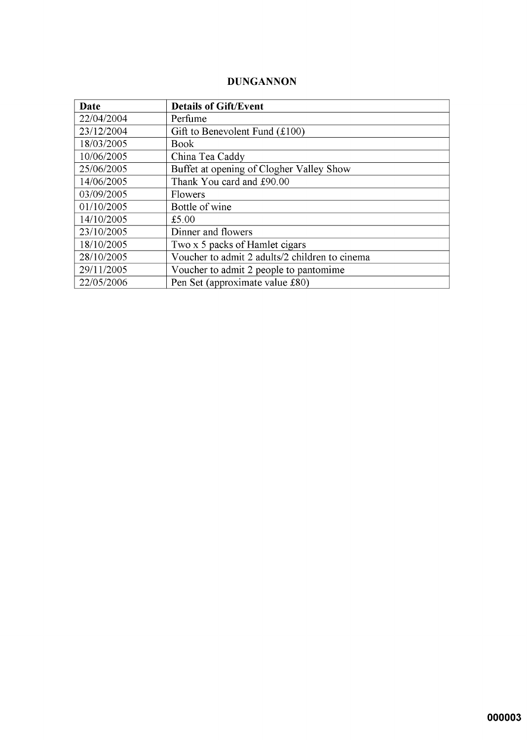**DUNGANNON**

| Date | Details of Gift/Event |
|---|---|
| 22/04/2004 | Perfume |
| 23/12/2004 | Gift to Benevolent Fund (£100) |
| 18/03/2005 | Book |
| 10/06/2005 | China Tea Caddy |
| 25/06/2005 | Buffet at opening of Clogher Valley Show |
| 14/06/2005 | Thank You card and £90.00 |
| 03/09/2005 | Flowers |
| 01/10/2005 | Bottle of wine |
| 14/10/2005 | £5.00 |
| 23/10/2005 | Dinner and flowers |
| 18/10/2005 | Two x 5 packs of Hamlet cigars |
| 28/10/2005 | Voucher to admit 2 adults/2 children to cinema |
| 29/11/2005 | Voucher to admit 2 people to pantomime |
| 22/05/2006 | Pen Set (approximate value £80) |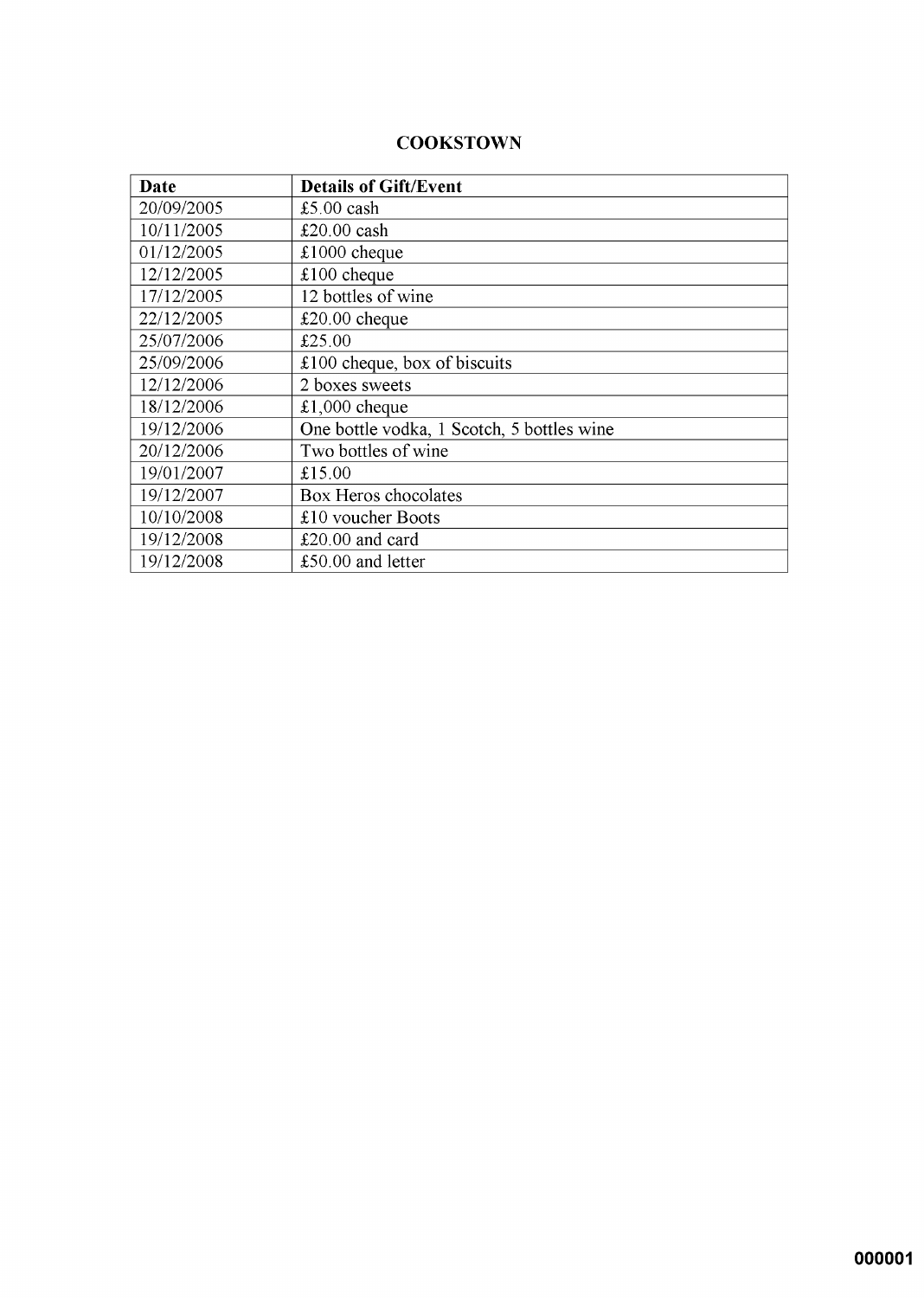## COOKSTOWN

| Date | Details of Gift/Event |
|---|---|
| 20/09/2005 | £5.00 cash |
| 10/11/2005 | £20.00 cash |
| 01/12/2005 | £1000 cheque |
| 12/12/2005 | £100 cheque |
| 17/12/2005 | 12 bottles of wine |
| 22/12/2005 | £20.00 cheque |
| 25/07/2006 | £25.00 |
| 25/09/2006 | £100 cheque, box of biscuits |
| 12/12/2006 | 2 boxes sweets |
| 18/12/2006 | £1,000 cheque |
| 19/12/2006 | One bottle vodka, 1 Scotch, 5 bottles wine |
| 20/12/2006 | Two bottles of wine |
| 19/01/2007 | £15.00 |
| 19/12/2007 | Box Heros chocolates |
| 10/10/2008 | £10 voucher Boots |
| 19/12/2008 | £20.00 and card |
| 19/12/2008 | £50.00 and letter |

000001